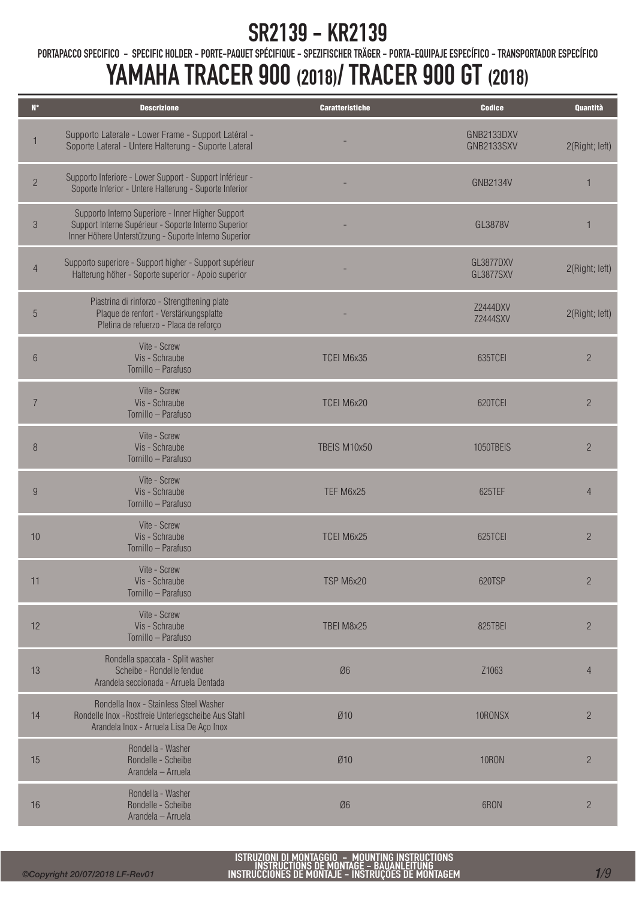# SR2139 - KR2139

PORTAPACCO SPECIFICO - SPECIFIC HOLDER - PORTE-PAQUET SPÉCIFIQUE - SPEZIFISCHER TRÄGER - PORTA-EQUIPAJE ESPECÍFICO - TRANSPORTADOR ESPECÍFICO

# YAMAHA TRACER 900 (2018)/ TRACER 900 GT (2018)

| N° | Descrizione | Caratteristiche | Codice | Quantità |
|---|---|---|---|---|
| 1 | Supporto Laterale - Lower Frame - Support Latéral - Soporte Lateral - Untere Halterung - Suporte Lateral | - | GNB2133DXV GNB2133SXV | 2(Right; left) |
| 2 | Supporto Inferiore - Lower Support - Support Inférieur - Soporte Inferior - Untere Halterung - Suporte Inferior | - | GNB2134V | 1 |
| 3 | Supporto Interno Superiore - Inner Higher Support Support Interne Supérieur - Soporte Interno Superior Inner Höhere Unterstützung - Suporte Interno Superior | - | GL3878V | 1 |
| 4 | Supporto superiore - Support higher - Support supérieur Halterung höher - Soporte superior - Apoio superior | - | GL3877DXV GL3877SXV | 2(Right; left) |
| 5 | Piastrina di rinforzo - Strengthening plate Plaque de renfort - Verstärkungsplatte Pletina de refuerzo - Placa de reforço | - | Z2444DXV Z2444SXV | 2(Right; left) |
| 6 | Vite - Screw Vis - Schraube Tornillo – Parafuso | TCEI M6x35 | 635TCEI | 2 |
| 7 | Vite - Screw Vis - Schraube Tornillo – Parafuso | TCEI M6x20 | 620TCEI | 2 |
| 8 | Vite - Screw Vis - Schraube Tornillo – Parafuso | TBEIS M10x50 | 1050TBEIS | 2 |
| 9 | Vite - Screw Vis - Schraube Tornillo – Parafuso | TEF M6x25 | 625TEF | 4 |
| 10 | Vite - Screw Vis - Schraube Tornillo – Parafuso | TCEI M6x25 | 625TCEI | 2 |
| 11 | Vite - Screw Vis - Schraube Tornillo – Parafuso | TSP M6x20 | 620TSP | 2 |
| 12 | Vite - Screw Vis - Schraube Tornillo – Parafuso | TBEI M8x25 | 825TBEI | 2 |
| 13 | Rondella spaccata - Split washer Scheibe - Rondelle fendue Arandela seccionada - Arruela Dentada | Ø6 | Z1063 | 4 |
| 14 | Rondella Inox - Stainless Steel Washer Rondelle Inox -Rostfreie Unterlegscheibe Aus Stahl Arandela Inox - Arruela Lisa De Aço Inox | Ø10 | 10RONSX | 2 |
| 15 | Rondella - Washer Rondelle - Scheibe Arandela – Arruela | Ø10 | 10RON | 2 |
| 16 | Rondella - Washer Rondelle - Scheibe Arandela – Arruela | Ø6 | 6RON | 2 |

ISTRUZIONI DI MONTAGGIO - MOUNTING INSTRUCTIONS
INSTRUCTIONS DE MONTAGE - BAUANLEITUNG
INSTRUCCIONES DE MONTAJE - INSTRUÇÕES DE MONTAGEM

©Copyright 20/07/2018 LF-Rev01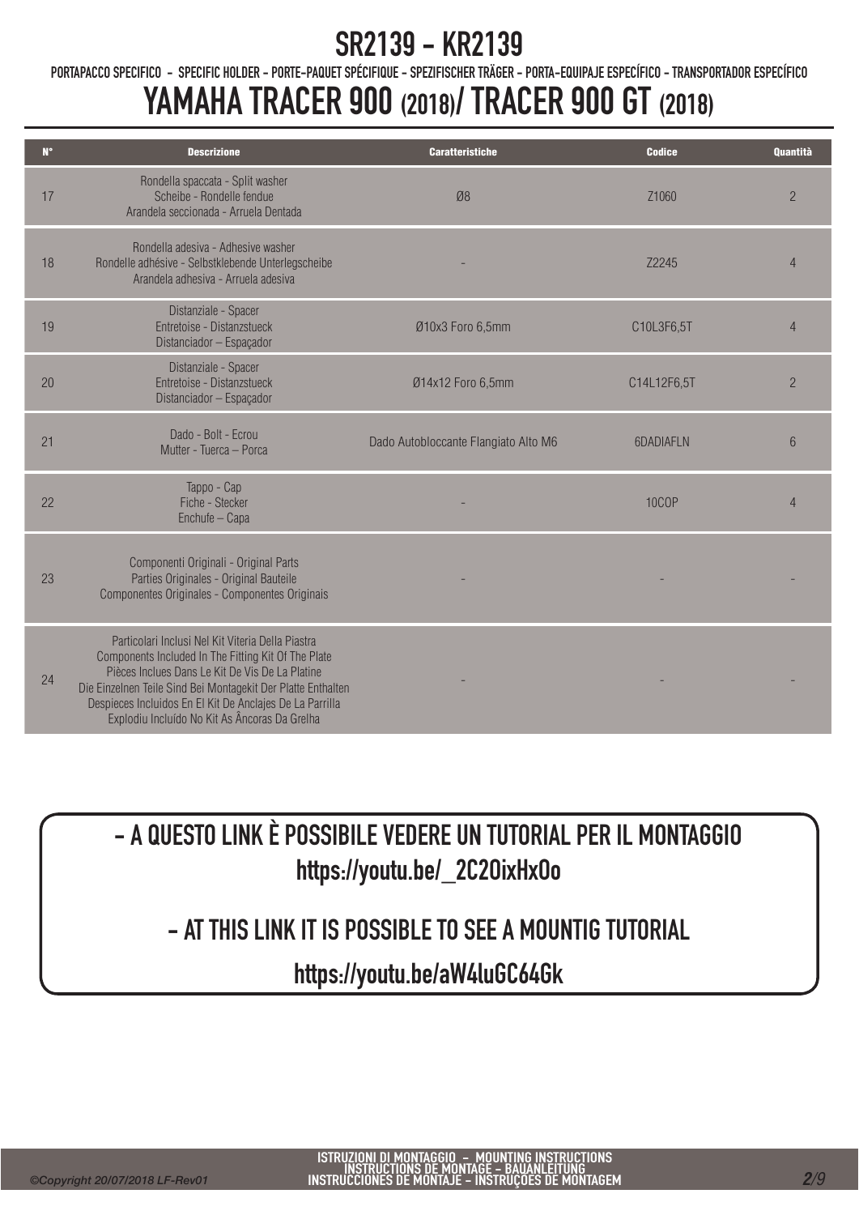# SR2139 - KR2139

PORTAPACCO SPECIFICO - SPECIFIC HOLDER - PORTE-PAQUET SPÉCIFIQUE - SPEZIFISCHER TRÄGER - PORTA-EQUIPAJE ESPECÍFICO - TRANSPORTADOR ESPECÍFICO

# YAMAHA TRACER 900 (2018)/ TRACER 900 GT (2018)

| N° | Descrizione | Caratteristiche | Codice | Quantità |
|---|---|---|---|---|
| 17 | Rondella spaccata - Split washer<br>Scheibe - Rondelle fendue<br>Arandela seccionada - Arruela Dentada | Ø8 | Z1060 | 2 |
| 18 | Rondella adesiva - Adhesive washer<br>Rondelle adhésive - Selbstklebende Unterlegscheibe<br>Arandela adhesiva - Arruela adesiva | - | Z2245 | 4 |
| 19 | Distanziale - Spacer<br>Entretoise - Distanzstueck<br>Distanciador – Espaçador | Ø10x3 Foro 6,5mm | C10L3F6,5T | 4 |
| 20 | Distanziale - Spacer<br>Entretoise - Distanzstueck<br>Distanciador – Espaçador | Ø14x12 Foro 6,5mm | C14L12F6,5T | 2 |
| 21 | Dado - Bolt - Ecrou<br>Mutter - Tuerca – Porca | Dado Autobloccante Flangiato Alto M6 | 6DADIAFLN | 6 |
| 22 | Tappo - Cap<br>Fiche - Stecker<br>Enchufe – Capa | - | 10COP | 4 |
| 23 | Componenti Originali - Original Parts<br>Parties Originales - Original Bauteile<br>Componentes Originales - Componentes Originais | - | - | - |
| 24 | Particolari Inclusi Nel Kit Viteria Della Piastra<br>Components Included In The Fitting Kit Of The Plate<br>Pièces Inclues Dans Le Kit De Vis De La Platine<br>Die Einzelnen Teile Sind Bei Montagekit Der Platte Enthalten<br>Despieces Incluidos En El Kit De Anclajes De La Parrilla<br>Explodiu Incluído No Kit As Âncoras Da Grelha | - | - | - |

## - A QUESTO LINK È POSSIBILE VEDERE UN TUTORIAL PER IL MONTAGGIO
## https://youtu.be/_2C2OixHxOo

## - AT THIS LINK IT IS POSSIBLE TO SEE A MOUNTIG TUTORIAL
## https://youtu.be/aW4luGC64Gk

ISTRUZIONI DI MONTAGGIO - MOUNTING INSTRUCTIONS
INSTRUCTIONS DE MONTAGE - BAUANLEITUNG
INSTRUCCIONES DE MONTAJE - INSTRUÇOES DE MONTAGEM

*©Copyright 20/07/2018 LF-Rev01*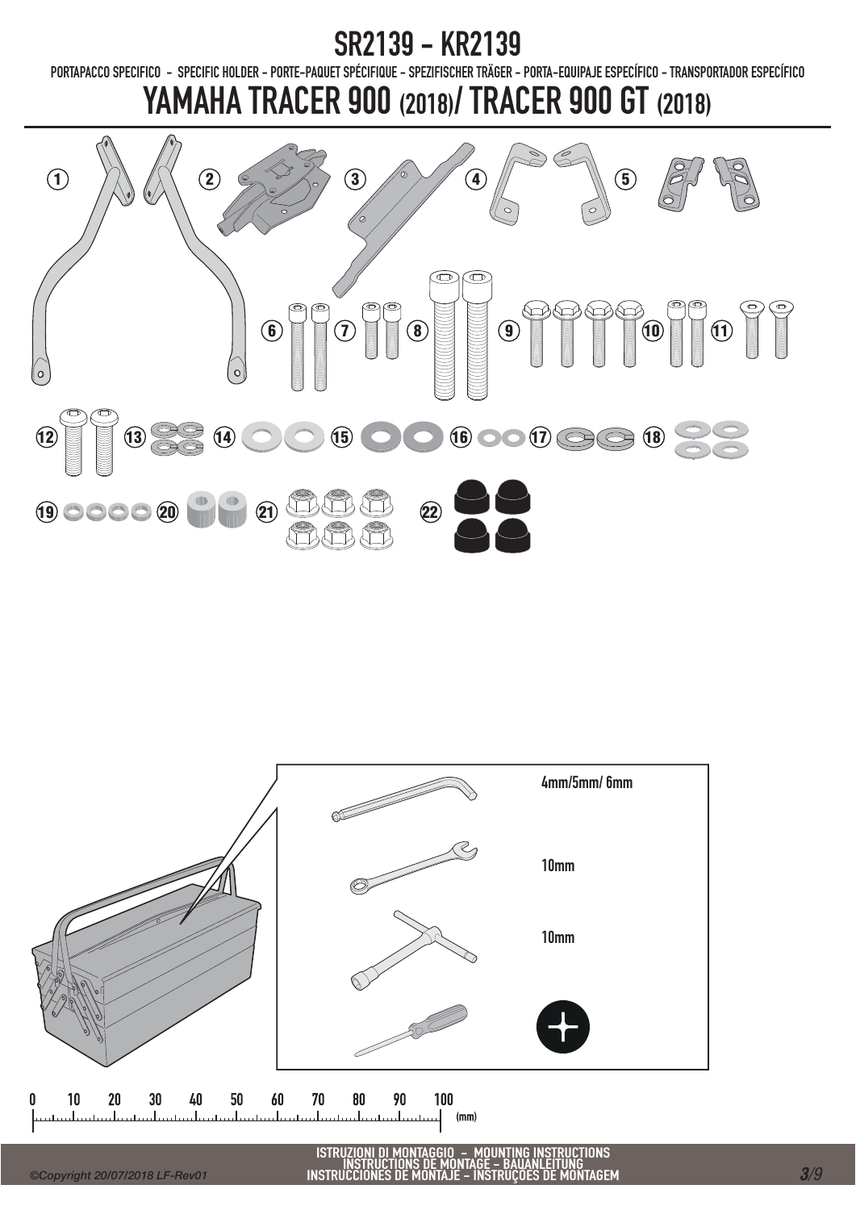# SR2139 - KR2139

PORTAPACCO SPECIFICO - SPECIFIC HOLDER - PORTE-PAQUET SPÉCIFIQUE - SPEZIFISCHER TRÄGER - PORTA-EQUIPAJE ESPECÍFICO - TRANSPORTADOR ESPECÍFICO

# YAMAHA TRACER 900 (2018)/ TRACER 900 GT (2018)

1 2 3 4 5

6 7 8 9 10 11

12 13 14 15 16 17 18

19 20 21 22

4mm/5mm/ 6mm

10mm

10mm

0 10 20 30 40 50 60 70 80 90 100 (mm)

ISTRUZIONI DI MONTAGGIO - MOUNTING INSTRUCTIONS
INSTRUCTIONS DE MONTAGE - BAUANLEITUNG
INSTRUCCIONES DE MONTAJE - INSTRUÇOES DE MONTAGEM

©Copyright 20/07/2018 LF-Rev01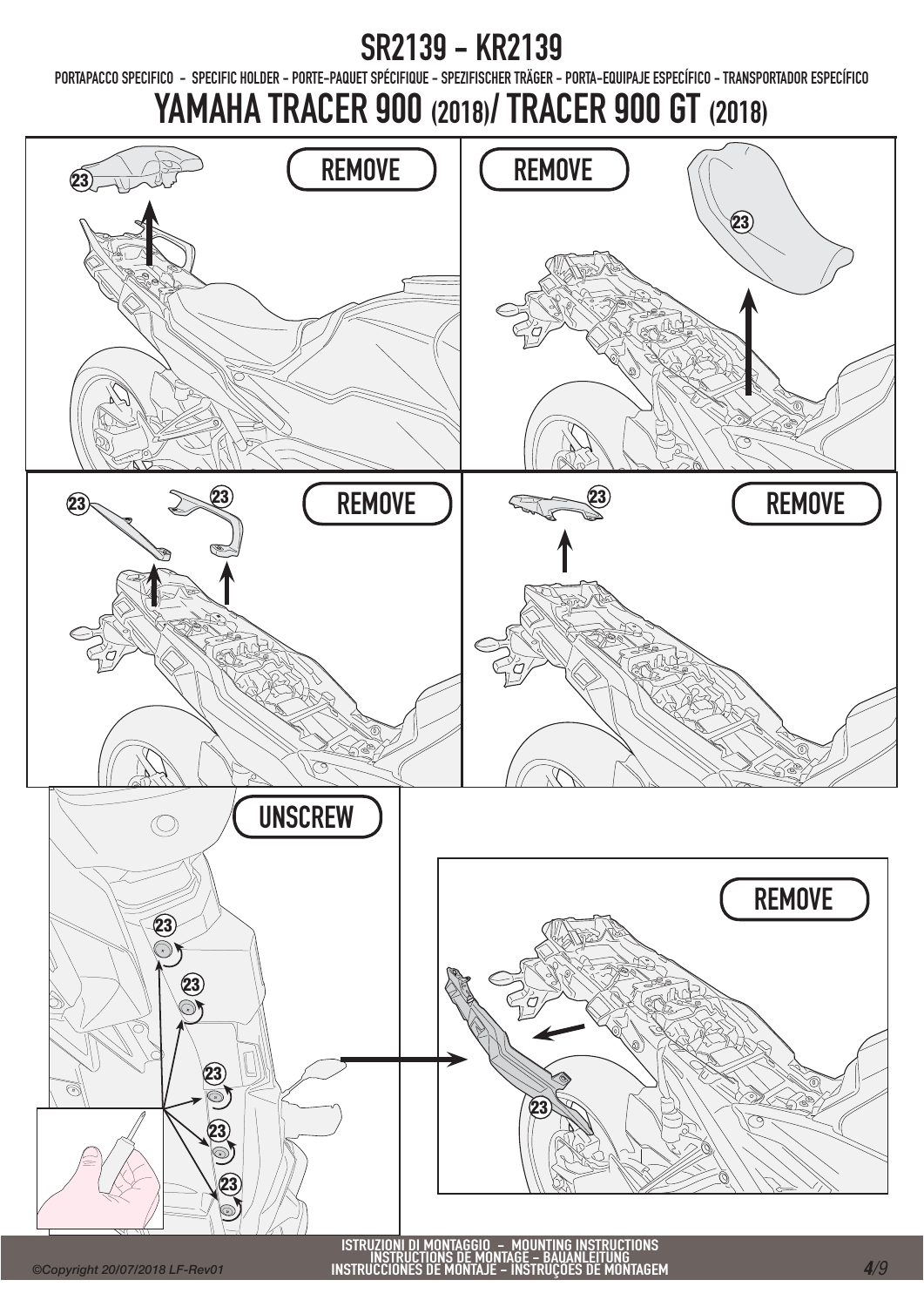# SR2139 - KR2139

PORTAPACCO SPECIFICO - SPECIFIC HOLDER - PORTE-PAQUET SPÉCIFIQUE - SPEZIFISCHER TRÄGER - PORTA-EQUIPAJE ESPECÍFICO - TRANSPORTADOR ESPECÍFICO

## YAMAHA TRACER 900 (2018)/ TRACER 900 GT (2018)

REMOVE

23

REMOVE

23

REMOVE

23

23

REMOVE

23

UNSCREW

23

23

23

23

23

REMOVE

23

ISTRUZIONI DI MONTAGGIO - MOUNTING INSTRUCTIONS
INSTRUCTIONS DE MONTAGE - BAUANLEITUNG
INSTRUCCIONES DE MONTAJE - INSTRUÇÕES DE MONTAGEM

©Copyright 20/07/2018 LF-Rev01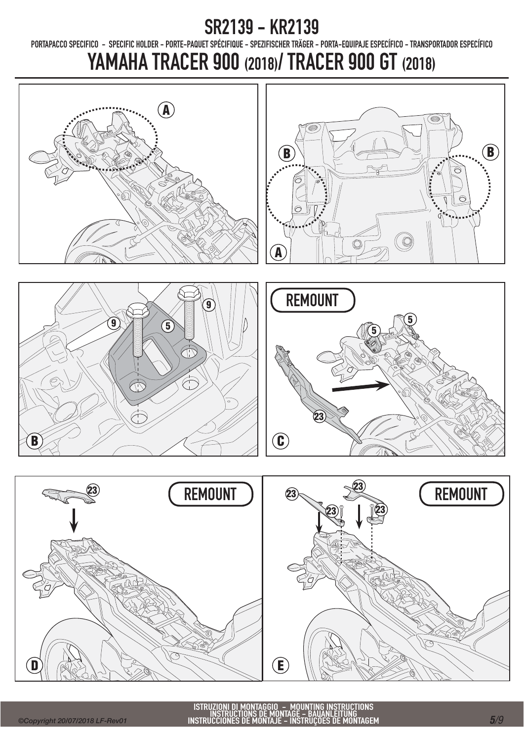# SR2139 - KR2139

PORTAPACCO SPECIFICO - SPECIFIC HOLDER - PORTE-PAQUET SPÉCIFIQUE - SPEZIFISCHER TRÄGER - PORTA-EQUIPAJE ESPECÍFICO - TRANSPORTADOR ESPECÍFICO

# YAMAHA TRACER 900 (2018)/ TRACER 900 GT (2018)

A

B B

A

9 9

5

B

REMOUNT

5 5

23

C

23

REMOUNT

D

23 23

23 23

REMOUNT

E

ISTRUZIONI DI MONTAGGIO - MOUNTING INSTRUCTIONS
INSTRUCTIONS DE MONTAGE - BAUANLEITUNG
INSTRUCCIONES DE MONTAJE - INSTRUÇÕES DE MONTAGEM

©Copyright 20/07/2018 LF-Rev01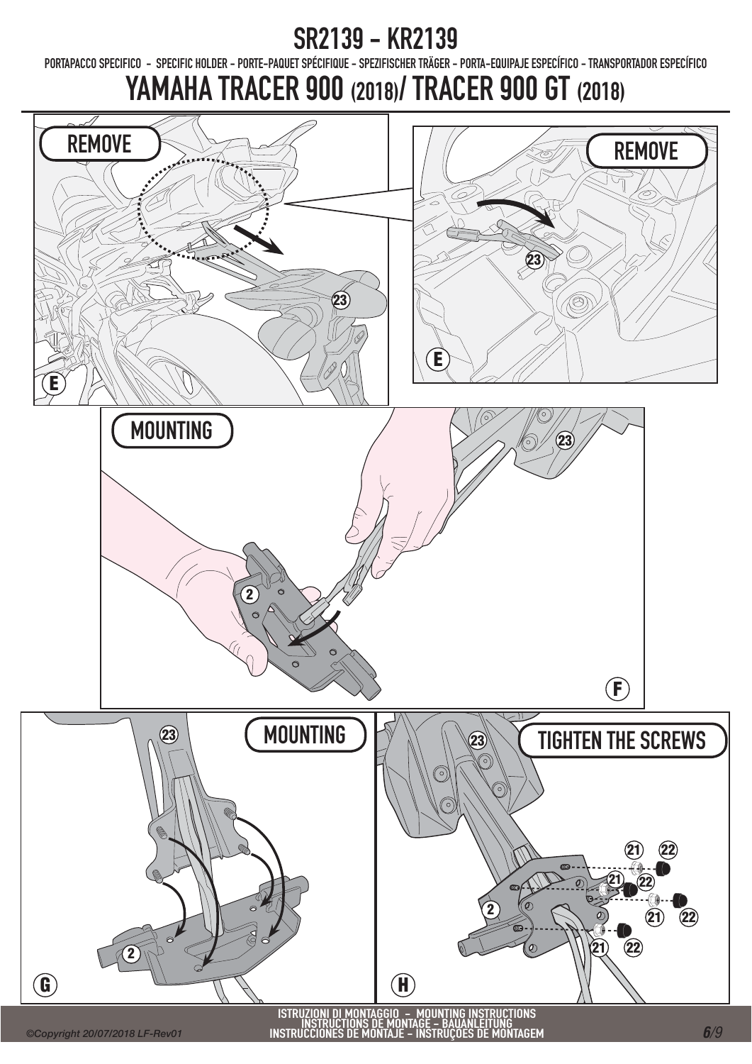# SR2139 - KR2139

PORTAPACCO SPECIFICO - SPECIFIC HOLDER - PORTE-PAQUET SPÉCIFIQUE - SPEZIFISCHER TRÄGER - PORTA-EQUIPAJE ESPECÍFICO - TRANSPORTADOR ESPECÍFICO

## YAMAHA TRACER 900 (2018)/ TRACER 900 GT (2018)

REMOVE

23

E

REMOVE

23

E

MOUNTING

23

2

F

23

MOUNTING

2

G

23

TIGHTEN THE SCREWS

21 22

21 22

2

21 22

21 22

H

ISTRUZIONI DI MONTAGGIO – MOUNTING INSTRUCTIONS
INSTRUCTIONS DE MONTAGE – BAUANLEITUNG
INSTRUCCIONES DE MONTAJE – INSTRUÇÕES DE MONTAGEM

©Copyright 20/07/2018 LF-Rev01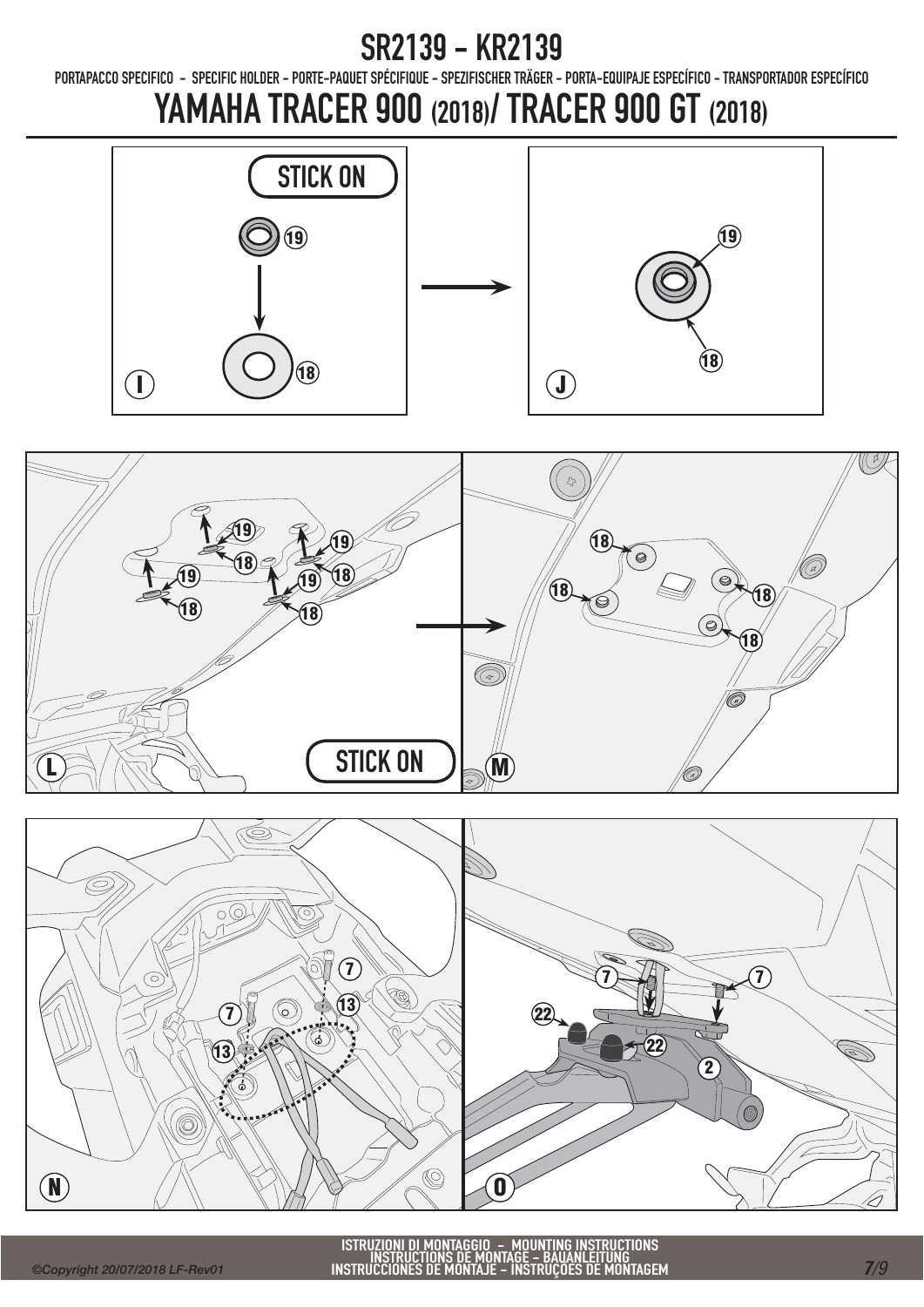# SR2139 - KR2139

PORTAPACCO SPECIFICO - SPECIFIC HOLDER - PORTE-PAQUET SPÉCIFIQUE - SPEZIFISCHER TRÄGER - PORTA-EQUIPAJE ESPECÍFICO - TRANSPORTADOR ESPECÍFICO

# YAMAHA TRACER 900 (2018)/ TRACER 900 GT (2018)

I

STICK ON

19

18

J

19

18

L

19 18

19 18

19 18

19 18

STICK ON

M

18 18 18 18

N

7 13

7 13

O

7 7

22 22

2

ISTRUZIONI DI MONTAGGIO - MOUNTING INSTRUCTIONS
INSTRUCTIONS DE MONTAGE - BAUANLEITUNG
INSTRUCCIONES DE MONTAJE - INSTRUÇÕES DE MONTAGEM

*©Copyright 20/07/2018 LF-Rev01*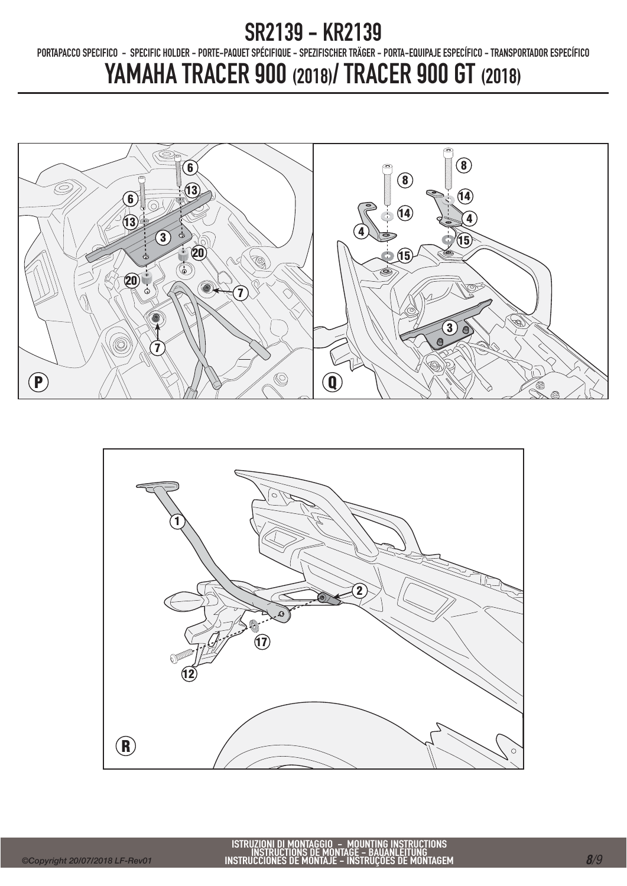# SR2139 - KR2139

PORTAPACCO SPECIFICO - SPECIFIC HOLDER - PORTE-PAQUET SPÉCIFIQUE - SPEZIFISCHER TRÄGER - PORTA-EQUIPAJE ESPECÍFICO - TRANSPORTADOR ESPECÍFICO

## YAMAHA TRACER 900 (2018)/ TRACER 900 GT (2018)

ISTRUZIONI DI MONTAGGIO - MOUNTING INSTRUCTIONS
INSTRUCTIONS DE MONTAGE - BAUANLEITUNG
INSTRUCCIONES DE MONTAJE - INSTRUÇOES DE MONTAGEM

©Copyright 20/07/2018 LF-Rev01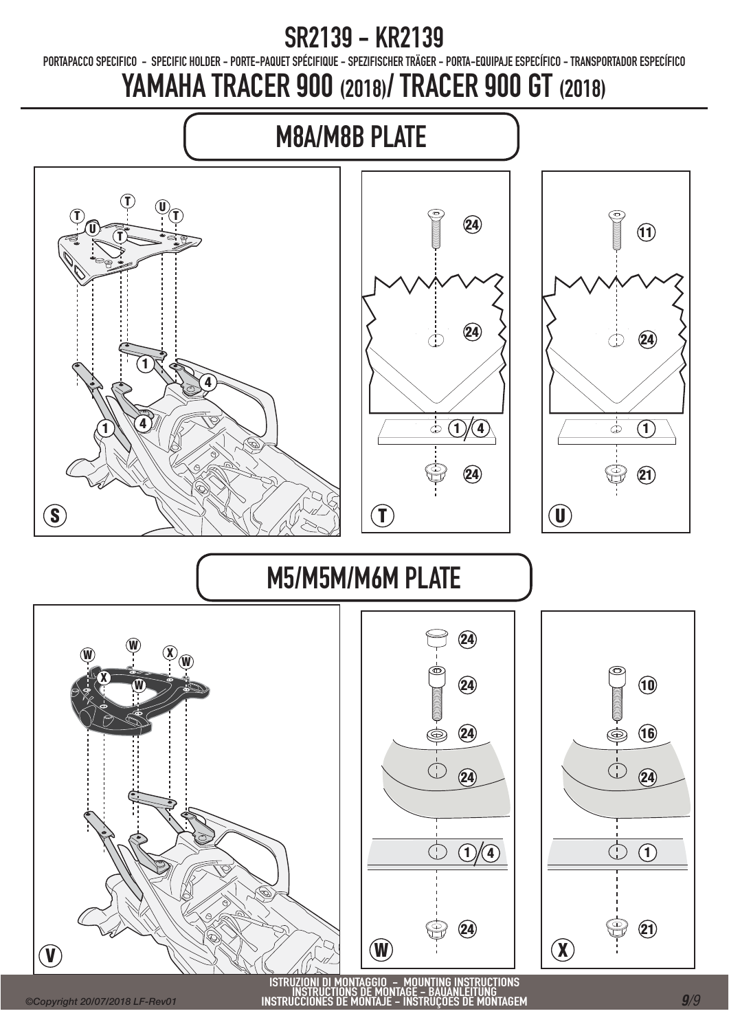# SR2139 - KR2139

PORTAPACCO SPECIFICO - SPECIFIC HOLDER - PORTE-PAQUET SPÉCIFIQUE - SPEZIFISCHER TRÄGER - PORTA-EQUIPAJE ESPECÍFICO - TRANSPORTADOR ESPECÍFICO

# YAMAHA TRACER 900 (2018)/ TRACER 900 GT (2018)

## M8A/M8B PLATE

T U T U T T

1 4 1 4

S

24

24

1/4

24

T

11

24

1

21

U

## M5/M5M/M6M PLATE

W W X W X W

V

24

24

24

24

1/4

24

W

10

16

24

1

21

X

ISTRUZIONI DI MONTAGGIO - MOUNTING INSTRUCTIONS
INSTRUCTIONS DE MONTAGE - BAUANLEITUNG
INSTRUCCIONES DE MONTAJE - INSTRUÇÕES DE MONTAGEM

©Copyright 20/07/2018 LF-Rev01